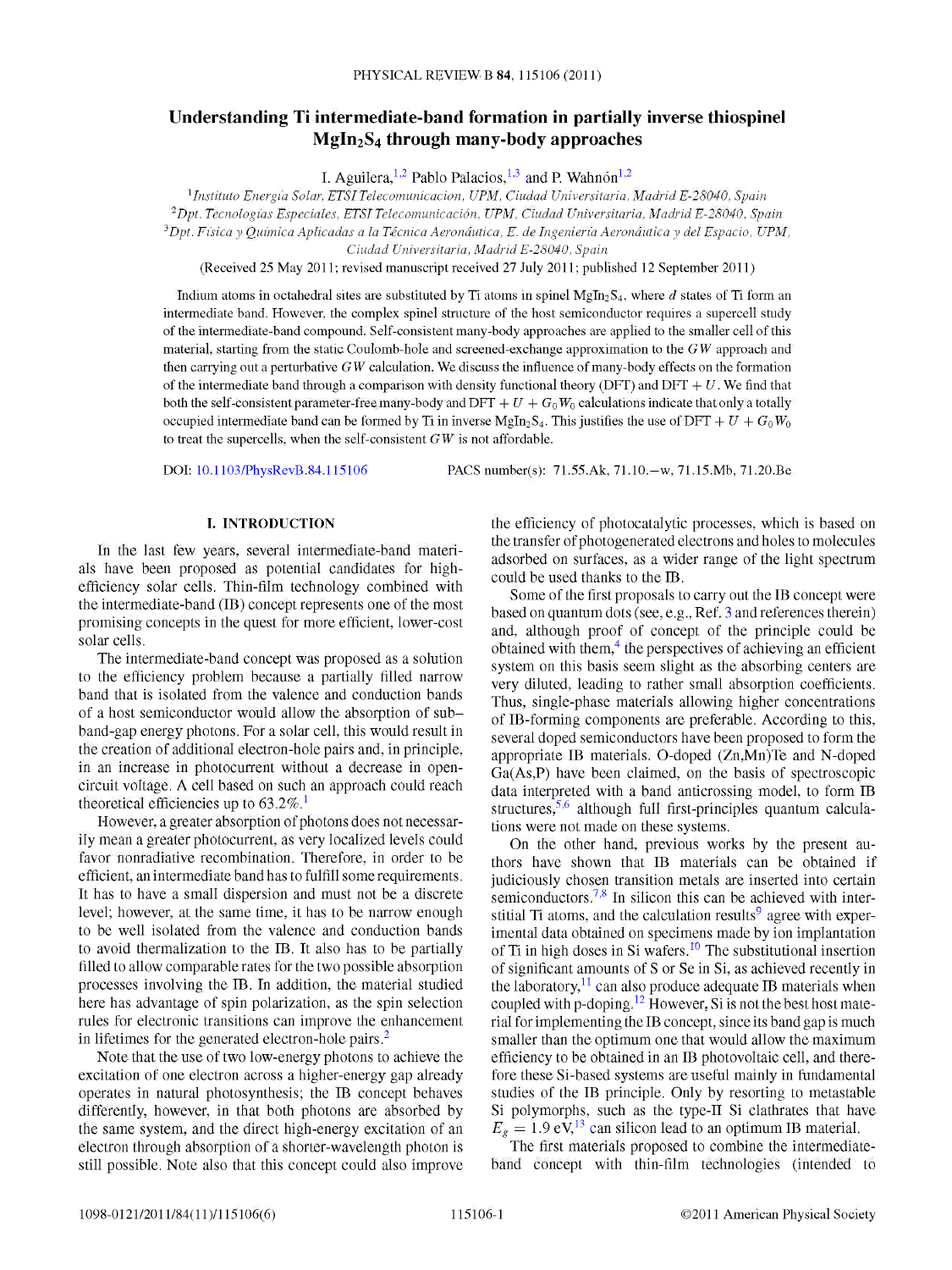# Understanding Ti intermediate-band formation in partially inverse thiospinel $MgIn_2S_4$ through many-body approaches

I. Aguilera,[1,2] Pablo Palacios,[1,3] and P. Wahnón[1,2]

[1]*Instituto Energía Solar, ETSI Telecomunicacion, UPM, Ciudad Universitaria, Madrid E-28040, Spain*
[2]*Dpt. Tecnologías Especiales, ETSI Telecomunicación, UPM, Ciudad Universitaria, Madrid E-28040, Spain*
[3]*Dpt. Física y Química Aplicadas a la Técnica Aeronáutica, E. de Ingeniería Aeronáutica y del Espacio, UPM, Ciudad Universitaria, Madrid E-28040, Spain*

(Received 25 May 2011; revised manuscript received 27 July 2011; published 12 September 2011)

Indium atoms in octahedral sites are substituted by Ti atoms in spinel $MgIn_2S_4$, where $d$ states of Ti form an intermediate band. However, the complex spinel structure of the host semiconductor requires a supercell study of the intermediate-band compound. Self-consistent many-body approaches are applied to the smaller cell of this material, starting from the static Coulomb-hole and screened-exchange approximation to the $GW$ approach and then carrying out a perturbative $GW$ calculation. We discuss the influence of many-body effects on the formation of the intermediate band through a comparison with density functional theory (DFT) and DFT + $U$. We find that both the self-consistent parameter-free many-body and DFT + $U$ + $G_0W_0$ calculations indicate that only a totally occupied intermediate band can be formed by Ti in inverse $MgIn_2S_4$. This justifies the use of DFT + $U$ + $G_0W_0$ to treat the supercells, when the self-consistent $GW$ is not affordable.

DOI: 10.1103/PhysRevB.84.115106 PACS number(s): 71.55.Ak, 71.10.−w, 71.15.Mb, 71.20.Be

## I. INTRODUCTION

In the last few years, several intermediate-band materials have been proposed as potential candidates for high-efficiency solar cells. Thin-film technology combined with the intermediate-band (IB) concept represents one of the most promising concepts in the quest for more efficient, lower-cost solar cells.

The intermediate-band concept was proposed as a solution to the efficiency problem because a partially filled narrow band that is isolated from the valence and conduction bands of a host semiconductor would allow the absorption of sub–band-gap energy photons. For a solar cell, this would result in the creation of additional electron-hole pairs and, in principle, in an increase in photocurrent without a decrease in open-circuit voltage. A cell based on such an approach could reach theoretical efficiencies up to 63.2%.[1]

However, a greater absorption of photons does not necessarily mean a greater photocurrent, as very localized levels could favor nonradiative recombination. Therefore, in order to be efficient, an intermediate band has to fulfill some requirements. It has to have a small dispersion and must not be a discrete level; however, at the same time, it has to be narrow enough to be well isolated from the valence and conduction bands to avoid thermalization to the IB. It also has to be partially filled to allow comparable rates for the two possible absorption processes involving the IB. In addition, the material studied here has advantage of spin polarization, as the spin selection rules for electronic transitions can improve the enhancement in lifetimes for the generated electron-hole pairs.[2]

Note that the use of two low-energy photons to achieve the excitation of one electron across a higher-energy gap already operates in natural photosynthesis; the IB concept behaves differently, however, in that both photons are absorbed by the same system, and the direct high-energy excitation of an electron through absorption of a shorter-wavelength photon is still possible. Note also that this concept could also improve the efficiency of photocatalytic processes, which is based on the transfer of photogenerated electrons and holes to molecules adsorbed on surfaces, as a wider range of the light spectrum could be used thanks to the IB.

Some of the first proposals to carry out the IB concept were based on quantum dots (see, e.g., Ref. 3 and references therein) and, although proof of concept of the principle could be obtained with them,[4] the perspectives of achieving an efficient system on this basis seem slight as the absorbing centers are very diluted, leading to rather small absorption coefficients. Thus, single-phase materials allowing higher concentrations of IB-forming components are preferable. According to this, several doped semiconductors have been proposed to form the appropriate IB materials. O-doped (Zn,Mn)Te and N-doped Ga(As,P) have been claimed, on the basis of spectroscopic data interpreted with a band anticrossing model, to form IB structures,[5,6] although full first-principles quantum calculations were not made on these systems.

On the other hand, previous works by the present authors have shown that IB materials can be obtained if judiciously chosen transition metals are inserted into certain semiconductors.[7,8] In silicon this can be achieved with interstitial Ti atoms, and the calculation results[9] agree with experimental data obtained on specimens made by ion implantation of Ti in high doses in Si wafers.[10] The substitutional insertion of significant amounts of S or Se in Si, as achieved recently in the laboratory,[11] can also produce adequate IB materials when coupled with p-doping.[12] However, Si is not the best host material for implementing the IB concept, since its band gap is much smaller than the optimum one that would allow the maximum efficiency to be obtained in an IB photovoltaic cell, and therefore these Si-based systems are useful mainly in fundamental studies of the IB principle. Only by resorting to metastable Si polymorphs, such as the type-II Si clathrates that have $E_g = 1.9$ eV,[13] can silicon lead to an optimum IB material.

The first materials proposed to combine the intermediate-band concept with thin-film technologies (intended to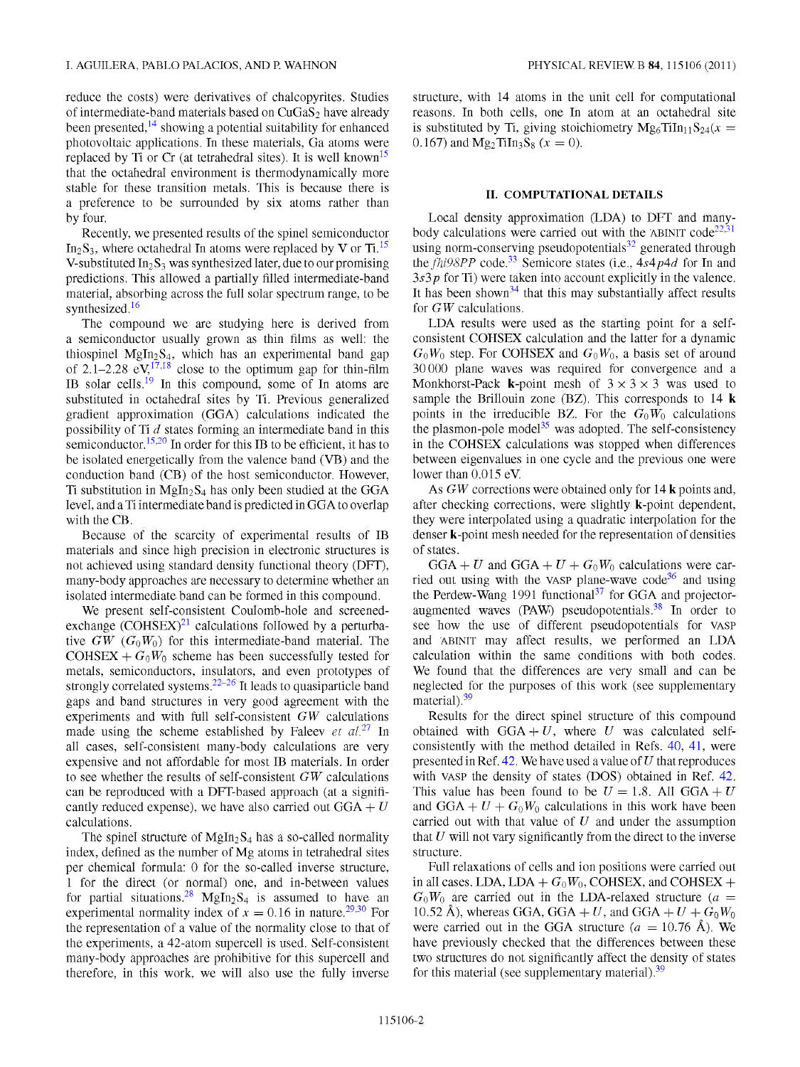reduce the costs) were derivatives of chalcopyrites. Studies of intermediate-band materials based on $CuGaS_2$ have already been presented,[14] showing a potential suitability for enhanced photovoltaic applications. In these materials, Ga atoms were replaced by Ti or Cr (at tetrahedral sites). It is well known[15] that the octahedral environment is thermodynamically more stable for these transition metals. This is because there is a preference to be surrounded by six atoms rather than by four.

Recently, we presented results of the spinel semiconductor $In_2S_3$, where octahedral In atoms were replaced by V or Ti.[15] V-substituted $In_2S_3$ was synthesized later, due to our promising predictions. This allowed a partially filled intermediate-band material, absorbing across the full solar spectrum range, to be synthesized.[16]

The compound we are studying here is derived from a semiconductor usually grown as thin films as well: the thiospinel $MgIn_2S_4$, which has an experimental band gap of 2.1–2.28 eV,[17,18] close to the optimum gap for thin-film IB solar cells.[19] In this compound, some of In atoms are substituted in octahedral sites by Ti. Previous generalized gradient approximation (GGA) calculations indicated the possibility of Ti $d$ states forming an intermediate band in this semiconductor.[15,20] In order for this IB to be efficient, it has to be isolated energetically from the valence band (VB) and the conduction band (CB) of the host semiconductor. However, Ti substitution in $MgIn_2S_4$ has only been studied at the GGA level, and a Ti intermediate band is predicted in GGA to overlap with the CB.

Because of the scarcity of experimental results of IB materials and since high precision in electronic structures is not achieved using standard density functional theory (DFT), many-body approaches are necessary to determine whether an isolated intermediate band can be formed in this compound.

We present self-consistent Coulomb-hole and screened-exchange (COHSEX)[21] calculations followed by a perturbative $GW$ ($G_0W_0$) for this intermediate-band material. The COHSEX + $G_0W_0$ scheme has been successfully tested for metals, semiconductors, insulators, and even prototypes of strongly correlated systems.[22–26] It leads to quasiparticle band gaps and band structures in very good agreement with the experiments and with full self-consistent $GW$ calculations made using the scheme established by Faleev *et al.*[27] In all cases, self-consistent many-body calculations are very expensive and not affordable for most IB materials. In order to see whether the results of self-consistent $GW$ calculations can be reproduced with a DFT-based approach (at a significantly reduced expense), we have also carried out GGA + $U$ calculations.

The spinel structure of $MgIn_2S_4$ has a so-called normality index, defined as the number of Mg atoms in tetrahedral sites per chemical formula: 0 for the so-called inverse structure, 1 for the direct (or normal) one, and in-between values for partial situations.[28] $MgIn_2S_4$ is assumed to have an experimental normality index of $x = 0.16$ in nature.[29,30] For the representation of a value of the normality close to that of the experiments, a 42-atom supercell is used. Self-consistent many-body approaches are prohibitive for this supercell and therefore, in this work, we will also use the fully inverse structure, with 14 atoms in the unit cell for computational reasons. In both cells, one In atom at an octahedral site is substituted by Ti, giving stoichiometry $Mg_6TiIn_{11}S_{24}$ ($x = 0.167$) and $Mg_2TiIn_3S_8$ ($x = 0$).

## II. COMPUTATIONAL DETAILS

Local density approximation (LDA) to DFT and many-body calculations were carried out with the ABINIT code[22,31] using norm-conserving pseudopotentials[32] generated through the *fhi98PP* code.[33] Semicore states (i.e., $4s4p4d$ for In and $3s3p$ for Ti) were taken into account explicitly in the valence. It has been shown[34] that this may substantially affect results for $GW$ calculations.

LDA results were used as the starting point for a self-consistent COHSEX calculation and the latter for a dynamic $G_0W_0$ step. For COHSEX and $G_0W_0$, a basis set of around 30 000 plane waves was required for convergence and a Monkhorst-Pack **k**-point mesh of $3 \times 3 \times 3$ was used to sample the Brillouin zone (BZ). This corresponds to 14 **k** points in the irreducible BZ. For the $G_0W_0$ calculations the plasmon-pole model[35] was adopted. The self-consistency in the COHSEX calculations was stopped when differences between eigenvalues in one cycle and the previous one were lower than 0.015 eV.

As $GW$ corrections were obtained only for 14 **k** points and, after checking corrections, were slightly **k**-point dependent, they were interpolated using a quadratic interpolation for the denser **k**-point mesh needed for the representation of densities of states.

GGA + $U$ and GGA + $U$ + $G_0W_0$ calculations were carried out using with the VASP plane-wave code[36] and using the Perdew-Wang 1991 functional[37] for GGA and projector-augmented waves (PAW) pseudopotentials.[38] In order to see how the use of different pseudopotentials for VASP and ABINIT may affect results, we performed an LDA calculation within the same conditions with both codes. We found that the differences are very small and can be neglected for the purposes of this work (see supplementary material).[39]

Results for the direct spinel structure of this compound obtained with GGA + $U$, where $U$ was calculated self-consistently with the method detailed in Refs. 40, 41, were presented in Ref. 42. We have used a value of $U$ that reproduces with VASP the density of states (DOS) obtained in Ref. 42. This value has been found to be $U = 1.8$. All GGA + $U$ and GGA + $U$ + $G_0W_0$ calculations in this work have been carried out with that value of $U$ and under the assumption that $U$ will not vary significantly from the direct to the inverse structure.

Full relaxations of cells and ion positions were carried out in all cases. LDA, LDA + $G_0W_0$, COHSEX, and COHSEX + $G_0W_0$ are carried out in the LDA-relaxed structure ($a = 10.52$ Å), whereas GGA, GGA + $U$, and GGA + $U$ + $G_0W_0$ were carried out in the GGA structure ($a = 10.76$ Å). We have previously checked that the differences between these two structures do not significantly affect the density of states for this material (see supplementary material).[39]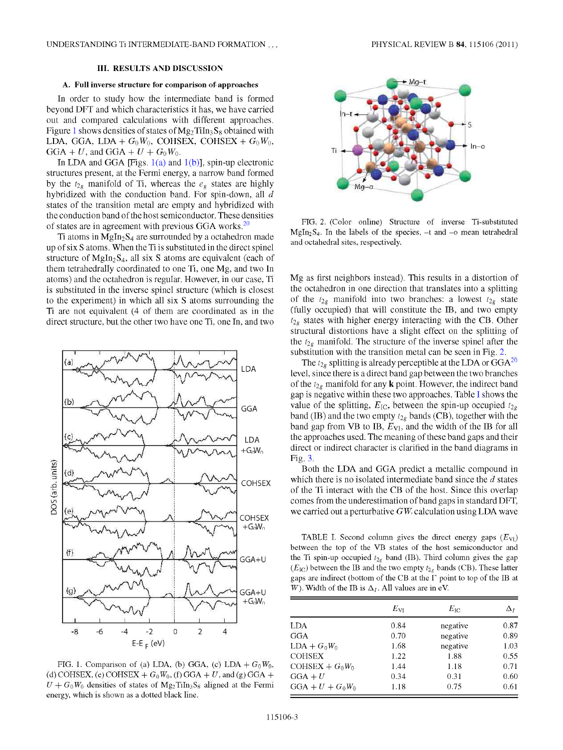## III. RESULTS AND DISCUSSION

### A. Full inverse structure for comparison of approaches

In order to study how the intermediate band is formed beyond DFT and which characteristics it has, we have carried out and compared calculations with different approaches. Figure 1 shows densities of states of $Mg_2TiIn_3S_8$ obtained with LDA, GGA, LDA + $G_0W_0$, COHSEX, COHSEX + $G_0W_0$, GGA + $U$, and GGA + $U$ + $G_0W_0$.

In LDA and GGA [Figs. 1(a) and 1(b)], spin-up electronic structures present, at the Fermi energy, a narrow band formed by the $t_{2g}$ manifold of Ti, whereas the $e_g$ states are highly hybridized with the conduction band. For spin-down, all $d$ states of the transition metal are empty and hybridized with the conduction band of the host semiconductor. These densities of states are in agreement with previous GGA works.[20]

Ti atoms in $MgIn_2S_4$ are surrounded by a octahedron made up of six S atoms. When the Ti is substituted in the direct spinel structure of $MgIn_2S_4$, all six S atoms are equivalent (each of them tetrahedrally coordinated to one Ti, one Mg, and two In atoms) and the octahedron is regular. However, in our case, Ti is substituted in the inverse spinel structure (which is closest to the experiment) in which all six S atoms surrounding the Ti are not equivalent (4 of them are coordinated as in the direct structure, but the other two have one Ti, one In, and two Mg as first neighbors instead). This results in a distortion of the octahedron in one direction that translates into a splitting of the $t_{2g}$ manifold into two branches: a lowest $t_{2g}$ state (fully occupied) that will constitute the IB, and two empty $t_{2g}$ states with higher energy interacting with the CB. Other structural distortions have a slight effect on the splitting of the $t_{2g}$ manifold. The structure of the inverse spinel after the substitution with the transition metal can be seen in Fig. 2.

FIG. 1. Comparison of (a) LDA, (b) GGA, (c) LDA + $G_0W_0$, (d) COHSEX, (e) COHSEX + $G_0W_0$, (f) GGA + $U$, and (g) GGA + $U$ + $G_0W_0$ densities of states of $Mg_2TiIn_3S_8$ aligned at the Fermi energy, which is shown as a dotted black line.

FIG. 2. (Color online) Structure of inverse Ti-substituted $MgIn_2S_4$. In the labels of the species, –t and –o mean tetrahedral and octahedral sites, respectively.

The $t_{2g}$ splitting is already perceptible at the LDA or GGA[20] level, since there is a direct band gap between the two branches of the $t_{2g}$ manifold for any **k** point. However, the indirect band gap is negative within these two approaches. Table I shows the value of the splitting, $E_{IC}$, between the spin-up occupied $t_{2g}$ band (IB) and the two empty $t_{2g}$ bands (CB), together with the band gap from VB to IB, $E_{VI}$, and the width of the IB for all the approaches used. The meaning of these band gaps and their direct or indirect character is clarified in the band diagrams in Fig. 3.

Both the LDA and GGA predict a metallic compound in which there is no isolated intermediate band since the $d$ states of the Ti interact with the CB of the host. Since this overlap comes from the underestimation of band gaps in standard DFT, we carried out a perturbative $GW$ calculation using LDA wave

TABLE I. Second column gives the direct energy gaps ($E_{VI}$) between the top of the VB states of the host semiconductor and the Ti spin-up occupied $t_{2g}$ band (IB). Third column gives the gap ($E_{IC}$) between the IB and the two empty $t_{2g}$ bands (CB). These latter gaps are indirect (bottom of the CB at the Γ point to top of the IB at $W$). Width of the IB is $\Delta_I$. All values are in eV.

| | $E_{VI}$ | $E_{IC}$ | $\Delta_I$ |
|---|---|---|---|
| LDA | 0.84 | negative | 0.87 |
| GGA | 0.70 | negative | 0.89 |
| LDA + $G_0W_0$ | 1.68 | negative | 1.03 |
| COHSEX | 1.22 | 1.88 | 0.55 |
| COHSEX + $G_0W_0$ | 1.44 | 1.18 | 0.71 |
| GGA + $U$ | 0.34 | 0.31 | 0.60 |
| GGA + $U$ + $G_0W_0$ | 1.18 | 0.75 | 0.61 |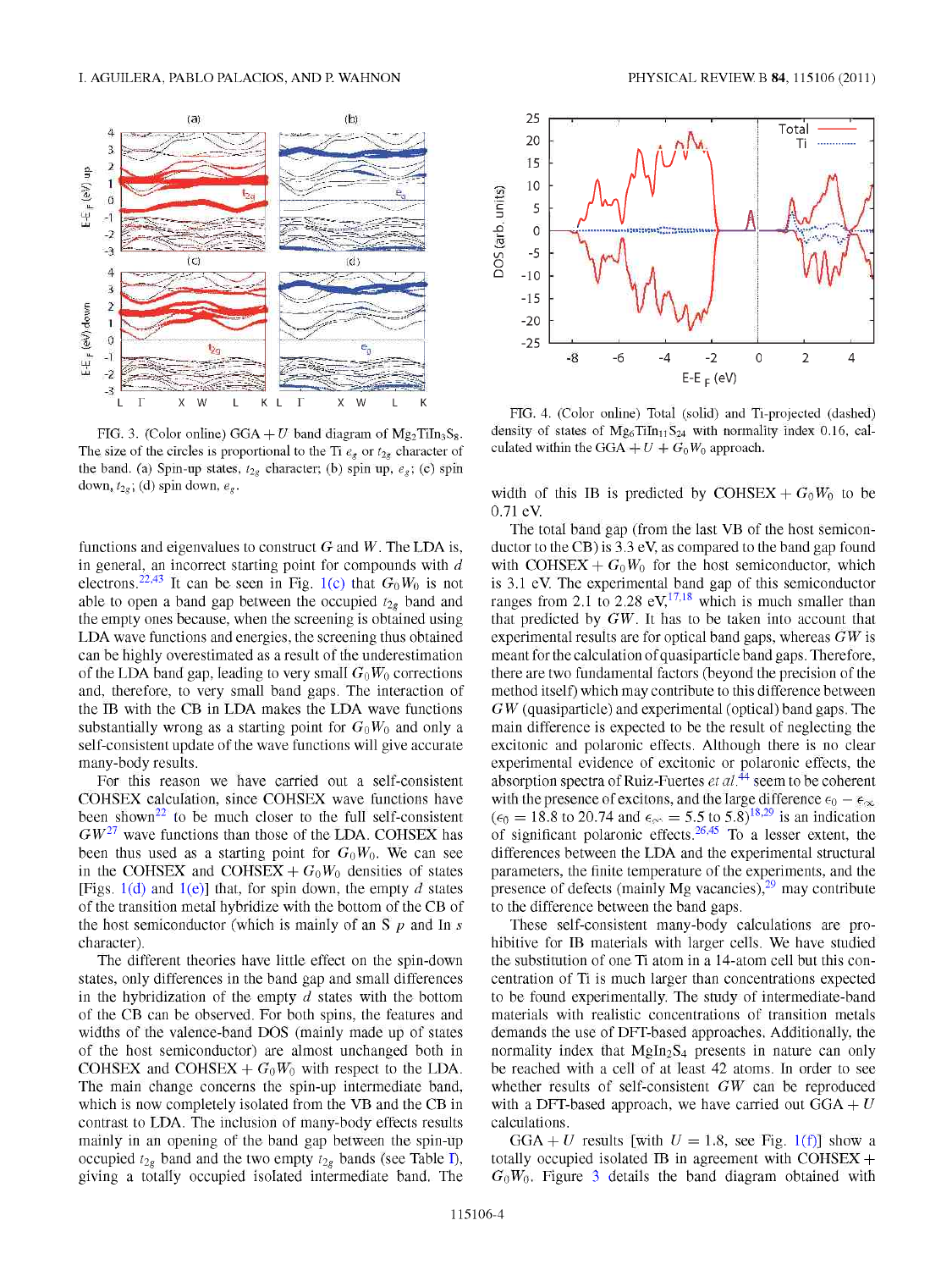FIG. 3. (Color online) GGA + $U$ band diagram of $Mg_2TiIn_3S_8$. The size of the circles is proportional to the Ti $e_g$ or $t_{2g}$ character of the band. (a) Spin-up states, $t_{2g}$ character; (b) spin up, $e_g$; (c) spin down, $t_{2g}$; (d) spin down, $e_g$.

FIG. 4. (Color online) Total (solid) and Ti-projected (dashed) density of states of $Mg_6TiIn_{11}S_{24}$ with normality index 0.16, calculated within the GGA + $U$ + $G_0W_0$ approach.

functions and eigenvalues to construct $G$ and $W$. The LDA is, in general, an incorrect starting point for compounds with $d$ electrons.[22,43] It can be seen in Fig. 1(c) that $G_0W_0$ is not able to open a band gap between the occupied $t_{2g}$ band and the empty ones because, when the screening is obtained using LDA wave functions and energies, the screening thus obtained can be highly overestimated as a result of the underestimation of the LDA band gap, leading to very small $G_0W_0$ corrections and, therefore, to very small band gaps. The interaction of the IB with the CB in LDA makes the LDA wave functions substantially wrong as a starting point for $G_0W_0$ and only a self-consistent update of the wave functions will give accurate many-body results.

For this reason we have carried out a self-consistent COHSEX calculation, since COHSEX wave functions have been shown[22] to be much closer to the full self-consistent $GW$[27] wave functions than those of the LDA. COHSEX has been thus used as a starting point for $G_0W_0$. We can see in the COHSEX and COHSEX + $G_0W_0$ densities of states [Figs. 1(d) and 1(e)] that, for spin down, the empty $d$ states of the transition metal hybridize with the bottom of the CB of the host semiconductor (which is mainly of an S $p$ and In $s$ character).

The different theories have little effect on the spin-down states, only differences in the band gap and small differences in the hybridization of the empty $d$ states with the bottom of the CB can be observed. For both spins, the features and widths of the valence-band DOS (mainly made up of states of the host semiconductor) are almost unchanged both in COHSEX and COHSEX + $G_0W_0$ with respect to the LDA. The main change concerns the spin-up intermediate band, which is now completely isolated from the VB and the CB in contrast to LDA. The inclusion of many-body effects results mainly in an opening of the band gap between the spin-up occupied $t_{2g}$ band and the two empty $t_{2g}$ bands (see Table I), giving a totally occupied isolated intermediate band. The width of this IB is predicted by COHSEX + $G_0W_0$ to be 0.71 eV.

The total band gap (from the last VB of the host semiconductor to the CB) is 3.3 eV, as compared to the band gap found with COHSEX + $G_0W_0$ for the host semiconductor, which is 3.1 eV. The experimental band gap of this semiconductor ranges from 2.1 to 2.28 eV,[17,18] which is much smaller than that predicted by $GW$. It has to be taken into account that experimental results are for optical band gaps, whereas $GW$ is meant for the calculation of quasiparticle band gaps. Therefore, there are two fundamental factors (beyond the precision of the method itself) which may contribute to this difference between $GW$ (quasiparticle) and experimental (optical) band gaps. The main difference is expected to be the result of neglecting the excitonic and polaronic effects. Although there is no clear experimental evidence of excitonic or polaronic effects, the absorption spectra of Ruiz-Fuertes *et al.*[44] seem to be coherent with the presence of excitons, and the large difference $\epsilon_0 - \epsilon_\infty$ ($\epsilon_0 = 18.8$ to 20.74 and $\epsilon_\infty = 5.5$ to 5.8)[18,29] is an indication of significant polaronic effects.[26,45] To a lesser extent, the differences between the LDA and the experimental structural parameters, the finite temperature of the experiments, and the presence of defects (mainly Mg vacancies),[29] may contribute to the difference between the band gaps.

These self-consistent many-body calculations are prohibitive for IB materials with larger cells. We have studied the substitution of one Ti atom in a 14-atom cell but this concentration of Ti is much larger than concentrations expected to be found experimentally. The study of intermediate-band materials with realistic concentrations of transition metals demands the use of DFT-based approaches. Additionally, the normality index that $MgIn_2S_4$ presents in nature can only be reached with a cell of at least 42 atoms. In order to see whether results of self-consistent $GW$ can be reproduced with a DFT-based approach, we have carried out GGA + $U$ calculations.

GGA + $U$ results [with $U = 1.8$, see Fig. 1(f)] show a totally occupied isolated IB in agreement with COHSEX + $G_0W_0$. Figure 3 details the band diagram obtained with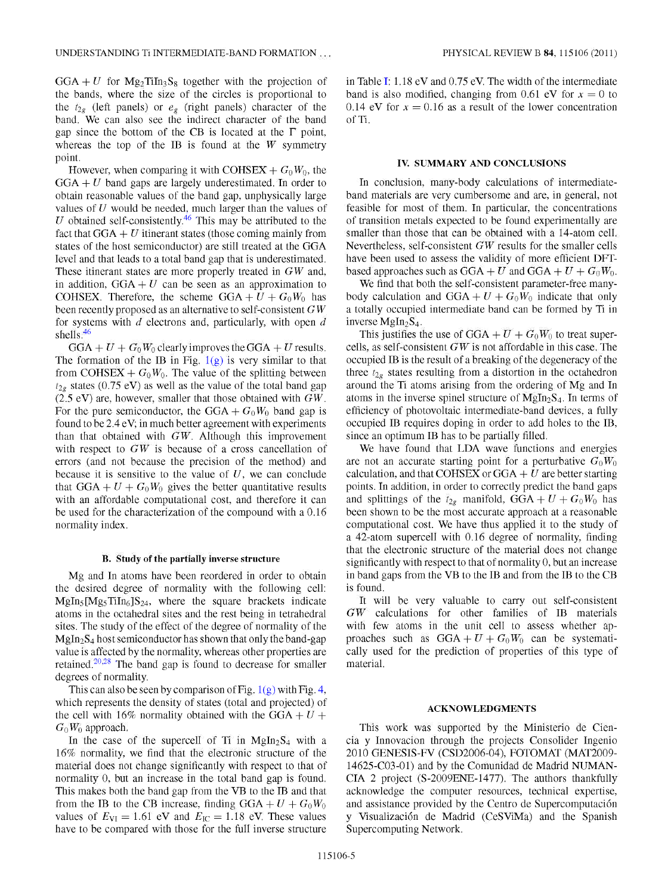GGA + $U$ for $Mg_2TiIn_3S_8$ together with the projection of the bands, where the size of the circles is proportional to the $t_{2g}$ (left panels) or $e_g$ (right panels) character of the band. We can also see the indirect character of the band gap since the bottom of the CB is located at the $\Gamma$ point, whereas the top of the IB is found at the $W$ symmetry point.

However, when comparing it with COHSEX + $G_0W_0$, the GGA + $U$ band gaps are largely underestimated. In order to obtain reasonable values of the band gap, unphysically large values of $U$ would be needed, much larger than the values of $U$ obtained self-consistently.[46] This may be attributed to the fact that GGA + $U$ itinerant states (those coming mainly from states of the host semiconductor) are still treated at the GGA level and that leads to a total band gap that is underestimated. These itinerant states are more properly treated in $GW$ and, in addition, GGA + $U$ can be seen as an approximation to COHSEX. Therefore, the scheme GGA + $U$ + $G_0W_0$ has been recently proposed as an alternative to self-consistent $GW$ for systems with $d$ electrons and, particularly, with open $d$ shells.[46]

GGA + $U$ + $G_0W_0$ clearly improves the GGA + $U$ results. The formation of the IB in Fig. 1(g) is very similar to that from COHSEX + $G_0W_0$. The value of the splitting between $t_{2g}$ states (0.75 eV) as well as the value of the total band gap (2.5 eV) are, however, smaller that those obtained with $GW$. For the pure semiconductor, the GGA + $G_0W_0$ band gap is found to be 2.4 eV; in much better agreement with experiments than that obtained with $GW$. Although this improvement with respect to $GW$ is because of a cross cancellation of errors (and not because the precision of the method) and because it is sensitive to the value of $U$, we can conclude that GGA + $U$ + $G_0W_0$ gives the better quantitative results with an affordable computational cost, and therefore it can be used for the characterization of the compound with a 0.16 normality index.

### B. Study of the partially inverse structure

Mg and In atoms have been reordered in order to obtain the desired degree of normality with the following cell: $MgIn_5[Mg_5TiIn_6]S_{24}$, where the square brackets indicate atoms in the octahedral sites and the rest being in tetrahedral sites. The study of the effect of the degree of normality of the $MgIn_2S_4$ host semiconductor has shown that only the band-gap value is affected by the normality, whereas other properties are retained.[20,28] The band gap is found to decrease for smaller degrees of normality.

This can also be seen by comparison of Fig. 1(g) with Fig. 4, which represents the density of states (total and projected) of the cell with 16% normality obtained with the GGA + $U$ + $G_0W_0$ approach.

In the case of the supercell of Ti in $MgIn_2S_4$ with a 16% normality, we find that the electronic structure of the material does not change significantly with respect to that of normality 0, but an increase in the total band gap is found. This makes both the band gap from the VB to the IB and that from the IB to the CB increase, finding GGA + $U$ + $G_0W_0$ values of $E_{VI} = 1.61$ eV and $E_{IC} = 1.18$ eV. These values have to be compared with those for the full inverse structure in Table I: 1.18 eV and 0.75 eV. The width of the intermediate band is also modified, changing from 0.61 eV for $x = 0$ to 0.14 eV for $x = 0.16$ as a result of the lower concentration of Ti.

## IV. SUMMARY AND CONCLUSIONS

In conclusion, many-body calculations of intermediate-band materials are very cumbersome and are, in general, not feasible for most of them. In particular, the concentrations of transition metals expected to be found experimentally are smaller than those that can be obtained with a 14-atom cell. Nevertheless, self-consistent $GW$ results for the smaller cells have been used to assess the validity of more efficient DFT-based approaches such as GGA + $U$ and GGA + $U$ + $G_0W_0$.

We find that both the self-consistent parameter-free many-body calculation and GGA + $U$ + $G_0W_0$ indicate that only a totally occupied intermediate band can be formed by Ti in inverse $MgIn_2S_4$.

This justifies the use of GGA + $U$ + $G_0W_0$ to treat supercells, as self-consistent $GW$ is not affordable in this case. The occupied IB is the result of a breaking of the degeneracy of the three $t_{2g}$ states resulting from a distortion in the octahedron around the Ti atoms arising from the ordering of Mg and In atoms in the inverse spinel structure of $MgIn_2S_4$. In terms of efficiency of photovoltaic intermediate-band devices, a fully occupied IB requires doping in order to add holes to the IB, since an optimum IB has to be partially filled.

We have found that LDA wave functions and energies are not an accurate starting point for a perturbative $G_0W_0$ calculation, and that COHSEX or GGA + $U$ are better starting points. In addition, in order to correctly predict the band gaps and splittings of the $t_{2g}$ manifold, GGA + $U$ + $G_0W_0$ has been shown to be the most accurate approach at a reasonable computational cost. We have thus applied it to the study of a 42-atom supercell with 0.16 degree of normality, finding that the electronic structure of the material does not change significantly with respect to that of normality 0, but an increase in band gaps from the VB to the IB and from the IB to the CB is found.

It will be very valuable to carry out self-consistent $GW$ calculations for other families of IB materials with few atoms in the unit cell to assess whether approaches such as GGA + $U$ + $G_0W_0$ can be systematically used for the prediction of properties of this type of material.

## ACKNOWLEDGMENTS

This work was supported by the Ministerio de Ciencia y Innovacion through the projects Consolider Ingenio 2010 GENESIS-FV (CSD2006-04), FOTOMAT (MAT2009-14625-C03-01) and by the Comunidad de Madrid NUMANCIA 2 project (S-2009ENE-1477). The authors thankfully acknowledge the computer resources, technical expertise, and assistance provided by the Centro de Supercomputación y Visualización de Madrid (CeSViMa) and the Spanish Supercomputing Network.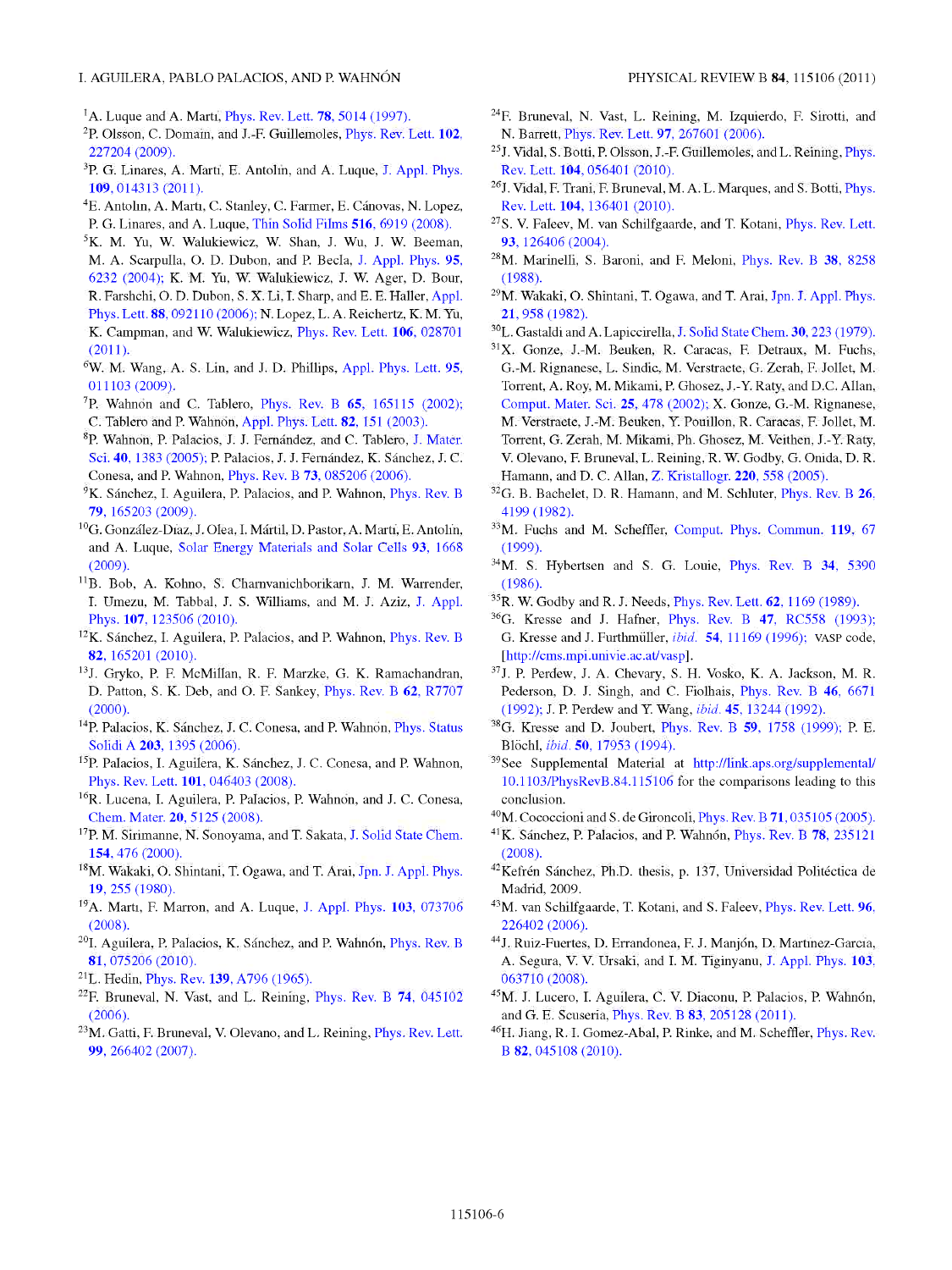[1] A. Luque and A. Martí, Phys. Rev. Lett. **78**, 5014 (1997).

[2] P. Olsson, C. Domain, and J.-F. Guillemoles, Phys. Rev. Lett. **102**, 227204 (2009).

[3] P. G. Linares, A. Martí, E. Antolín, and A. Luque, J. Appl. Phys. **109**, 014313 (2011).

[4] E. Antolín, A. Martí, C. Stanley, C. Farmer, E. Cánovas, N. Lopez, P. G. Linares, and A. Luque, Thin Solid Films **516**, 6919 (2008).

[5] K. M. Yu, W. Walukiewicz, W. Shan, J. Wu, J. W. Beeman, M. A. Scarpulla, O. D. Dubon, and P. Becla, J. Appl. Phys. **95**, 6232 (2004); K. M. Yu, W. Walukiewicz, J. W. Ager, D. Bour, R. Farshchi, O. D. Dubon, S. X. Li, I. Sharp, and E. E. Haller, Appl. Phys. Lett. **88**, 092110 (2006); N. Lopez, L. A. Reichertz, K. M. Yu, K. Campman, and W. Walukiewicz, Phys. Rev. Lett. **106**, 028701 (2011).

[6] W. M. Wang, A. S. Lin, and J. D. Phillips, Appl. Phys. Lett. **95**, 011103 (2009).

[7] P. Wahnón and C. Tablero, Phys. Rev. B **65**, 165115 (2002); C. Tablero and P. Wahnón, Appl. Phys. Lett. **82**, 151 (2003).

[8] P. Wahnón, P. Palacios, J. J. Fernández, and C. Tablero, J. Mater. Sci. **40**, 1383 (2005); P. Palacios, J. J. Fernández, K. Sánchez, J. C. Conesa, and P. Wahnon, Phys. Rev. B **73**, 085206 (2006).

[9] K. Sánchez, I. Aguilera, P. Palacios, and P. Wahnon, Phys. Rev. B **79**, 165203 (2009).

[10] G. González-Díaz, J. Olea, I. Mártil, D. Pastor, A. Martí, E. Antolín, and A. Luque, Solar Energy Materials and Solar Cells **93**, 1668 (2009).

[11] B. Bob, A. Kohno, S. Charnvanichborikarn, J. M. Warrender, I. Umezu, M. Tabbal, J. S. Williams, and M. J. Aziz, J. Appl. Phys. **107**, 123506 (2010).

[12] K. Sánchez, I. Aguilera, P. Palacios, and P. Wahnon, Phys. Rev. B **82**, 165201 (2010).

[13] J. Gryko, P. F. McMillan, R. F. Marzke, G. K. Ramachandran, D. Patton, S. K. Deb, and O. F. Sankey, Phys. Rev. B **62**, R7707 (2000).

[14] P. Palacios, K. Sánchez, J. C. Conesa, and P. Wahnón, Phys. Status Solidi A **203**, 1395 (2006).

[15] P. Palacios, I. Aguilera, K. Sánchez, J. C. Conesa, and P. Wahnon, Phys. Rev. Lett. **101**, 046403 (2008).

[16] R. Lucena, I. Aguilera, P. Palacios, P. Wahnon, and J. C. Conesa, Chem. Mater. **20**, 5125 (2008).

[17] P. M. Sirimanne, N. Sonoyama, and T. Sakata, J. Solid State Chem. **154**, 476 (2000).

[18] M. Wakaki, O. Shintani, T. Ogawa, and T. Arai, Jpn. J. Appl. Phys. **19**, 255 (1980).

[19] A. Martí, F. Marron, and A. Luque, J. Appl. Phys. **103**, 073706 (2008).

[20] I. Aguilera, P. Palacios, K. Sánchez, and P. Wahnón, Phys. Rev. B **81**, 075206 (2010).

[21] L. Hedin, Phys. Rev. **139**, A796 (1965).

[22] F. Bruneval, N. Vast, and L. Reining, Phys. Rev. B **74**, 045102 (2006).

[23] M. Gatti, F. Bruneval, V. Olevano, and L. Reining, Phys. Rev. Lett. **99**, 266402 (2007).

[24] F. Bruneval, N. Vast, L. Reining, M. Izquierdo, F. Sirotti, and N. Barrett, Phys. Rev. Lett. **97**, 267601 (2006).

[25] J. Vidal, S. Botti, P. Olsson, J.-F. Guillemoles, and L. Reining, Phys. Rev. Lett. **104**, 056401 (2010).

[26] J. Vidal, F. Trani, F. Bruneval, M. A. L. Marques, and S. Botti, Phys. Rev. Lett. **104**, 136401 (2010).

[27] S. V. Faleev, M. van Schilfgaarde, and T. Kotani, Phys. Rev. Lett. **93**, 126406 (2004).

[28] M. Marinelli, S. Baroni, and F. Meloni, Phys. Rev. B **38**, 8258 (1988).

[29] M. Wakaki, O. Shintani, T. Ogawa, and T. Arai, Jpn. J. Appl. Phys. **21**, 958 (1982).

[30] L. Gastaldi and A. Lapiccirella, J. Solid State Chem. **30**, 223 (1979).

[31] X. Gonze, J.-M. Beuken, R. Caracas, F. Detraux, M. Fuchs, G.-M. Rignanese, L. Sindic, M. Verstraete, G. Zerah, F. Jollet, M. Torrent, A. Roy, M. Mikami, P. Ghosez, J.-Y. Raty, and D.C. Allan, Comput. Mater. Sci. **25**, 478 (2002); X. Gonze, G.-M. Rignanese, M. Verstraete, J.-M. Beuken, Y. Pouillon, R. Caracas, F. Jollet, M. Torrent, G. Zerah, M. Mikami, Ph. Ghosez, M. Veithen, J.-Y. Raty, V. Olevano, F. Bruneval, L. Reining, R. W. Godby, G. Onida, D. R. Hamann, and D. C. Allan, Z. Kristallogr. **220**, 558 (2005).

[32] G. B. Bachelet, D. R. Hamann, and M. Schluter, Phys. Rev. B **26**, 4199 (1982).

[33] M. Fuchs and M. Scheffler, Comput. Phys. Commun. **119**, 67 (1999).

[34] M. S. Hybertsen and S. G. Louie, Phys. Rev. B **34**, 5390 (1986).

[35] R. W. Godby and R. J. Needs, Phys. Rev. Lett. **62**, 1169 (1989).

[36] G. Kresse and J. Hafner, Phys. Rev. B **47**, RC558 (1993); G. Kresse and J. Furthmüller, *ibid.* **54**, 11169 (1996); VASP code, [http://cms.mpi.univie.ac.at/vasp].

[37] J. P. Perdew, J. A. Chevary, S. H. Vosko, K. A. Jackson, M. R. Pederson, D. J. Singh, and C. Fiolhais, Phys. Rev. B **46**, 6671 (1992); J. P. Perdew and Y. Wang, *ibid.* **45**, 13244 (1992).

[38] G. Kresse and D. Joubert, Phys. Rev. B **59**, 1758 (1999); P. E. Blöchl, *ibid.* **50**, 17953 (1994).

[39] See Supplemental Material at http://link.aps.org/supplemental/10.1103/PhysRevB.84.115106 for the comparisons leading to this conclusion.

[40] M. Cococcioni and S. de Gironcoli, Phys. Rev. B **71**, 035105 (2005).

[41] K. Sánchez, P. Palacios, and P. Wahnón, Phys. Rev. B **78**, 235121 (2008).

[42] Kefrén Sánchez, Ph.D. thesis, p. 137, Universidad Politéctica de Madrid, 2009.

[43] M. van Schilfgaarde, T. Kotani, and S. Faleev, Phys. Rev. Lett. **96**, 226402 (2006).

[44] J. Ruiz-Fuertes, D. Errandonea, F. J. Manjón, D. Martínez-García, A. Segura, V. V. Ursaki, and I. M. Tiginyanu, J. Appl. Phys. **103**, 063710 (2008).

[45] M. J. Lucero, I. Aguilera, C. V. Diaconu, P. Palacios, P. Wahnón, and G. E. Scuseria, Phys. Rev. B **83**, 205128 (2011).

[46] H. Jiang, R. I. Gomez-Abal, P. Rinke, and M. Scheffler, Phys. Rev. B **82**, 045108 (2010).